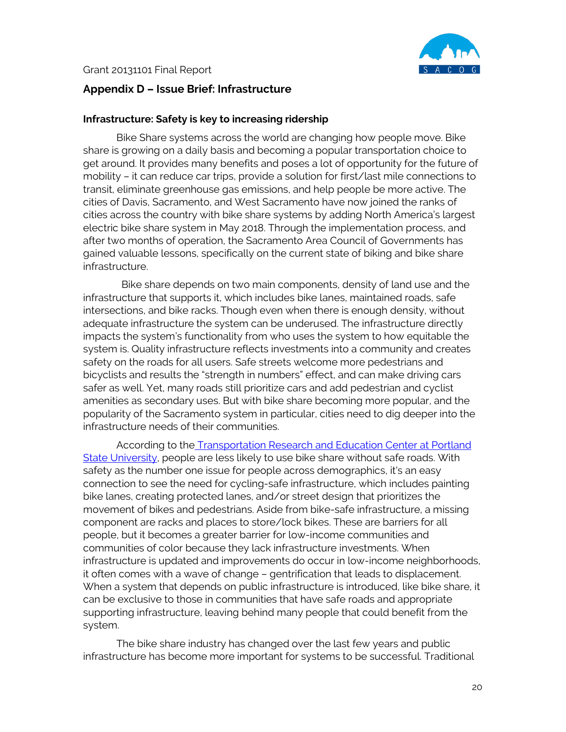Grant 20131101 Final Report

## Appendix D – Issue Brief: Infrastructure

### Infrastructure: Safety is key to increasing ridership

Bike Share systems across the world are changing how people move. Bike share is growing on a daily basis and becoming a popular transportation choice to get around. It provides many benefits and poses a lot of opportunity for the future of mobility – it can reduce car trips, provide a solution for first/last mile connections to transit, eliminate greenhouse gas emissions, and help people be more active. The cities of Davis, Sacramento, and West Sacramento have now joined the ranks of cities across the country with bike share systems by adding North America's largest electric bike share system in May 2018. Through the implementation process, and after two months of operation, the Sacramento Area Council of Governments has gained valuable lessons, specifically on the current state of biking and bike share infrastructure.

Bike share depends on two main components, density of land use and the infrastructure that supports it, which includes bike lanes, maintained roads, safe intersections, and bike racks. Though even when there is enough density, without adequate infrastructure the system can be underused. The infrastructure directly impacts the system's functionality from who uses the system to how equitable the system is. Quality infrastructure reflects investments into a community and creates safety on the roads for all users. Safe streets welcome more pedestrians and bicyclists and results the "strength in numbers" effect, and can make driving cars safer as well. Yet, many roads still prioritize cars and add pedestrian and cyclist amenities as secondary uses. But with bike share becoming more popular, and the popularity of the Sacramento system in particular, cities need to dig deeper into the infrastructure needs of their communities.

According to the Transportation Research and Education Center at Portland State University, people are less likely to use bike share without safe roads. With safety as the number one issue for people across demographics, it's an easy connection to see the need for cycling-safe infrastructure, which includes painting bike lanes, creating protected lanes, and/or street design that prioritizes the movement of bikes and pedestrians. Aside from bike-safe infrastructure, a missing component are racks and places to store/lock bikes. These are barriers for all people, but it becomes a greater barrier for low-income communities and communities of color because they lack infrastructure investments. When infrastructure is updated and improvements do occur in low-income neighborhoods, it often comes with a wave of change – gentrification that leads to displacement. When a system that depends on public infrastructure is introduced, like bike share, it can be exclusive to those in communities that have safe roads and appropriate supporting infrastructure, leaving behind many people that could benefit from the system.

The bike share industry has changed over the last few years and public infrastructure has become more important for systems to be successful. Traditional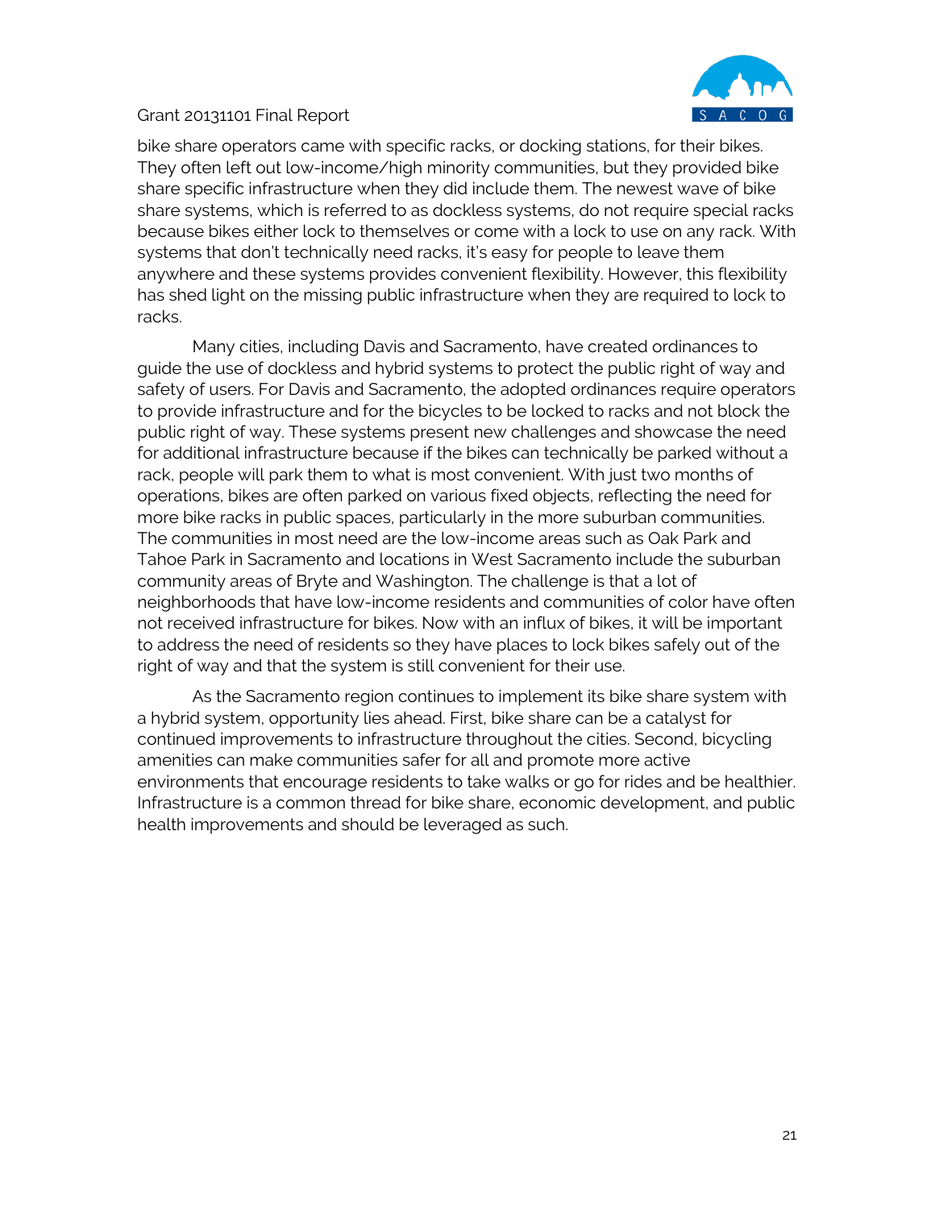bike share operators came with specific racks, or docking stations, for their bikes. They often left out low-income/high minority communities, but they provided bike share specific infrastructure when they did include them. The newest wave of bike share systems, which is referred to as dockless systems, do not require special racks because bikes either lock to themselves or come with a lock to use on any rack. With systems that don't technically need racks, it's easy for people to leave them anywhere and these systems provides convenient flexibility. However, this flexibility has shed light on the missing public infrastructure when they are required to lock to racks.

Many cities, including Davis and Sacramento, have created ordinances to guide the use of dockless and hybrid systems to protect the public right of way and safety of users. For Davis and Sacramento, the adopted ordinances require operators to provide infrastructure and for the bicycles to be locked to racks and not block the public right of way. These systems present new challenges and showcase the need for additional infrastructure because if the bikes can technically be parked without a rack, people will park them to what is most convenient. With just two months of operations, bikes are often parked on various fixed objects, reflecting the need for more bike racks in public spaces, particularly in the more suburban communities. The communities in most need are the low-income areas such as Oak Park and Tahoe Park in Sacramento and locations in West Sacramento include the suburban community areas of Bryte and Washington. The challenge is that a lot of neighborhoods that have low-income residents and communities of color have often not received infrastructure for bikes. Now with an influx of bikes, it will be important to address the need of residents so they have places to lock bikes safely out of the right of way and that the system is still convenient for their use.

As the Sacramento region continues to implement its bike share system with a hybrid system, opportunity lies ahead. First, bike share can be a catalyst for continued improvements to infrastructure throughout the cities. Second, bicycling amenities can make communities safer for all and promote more active environments that encourage residents to take walks or go for rides and be healthier. Infrastructure is a common thread for bike share, economic development, and public health improvements and should be leveraged as such.